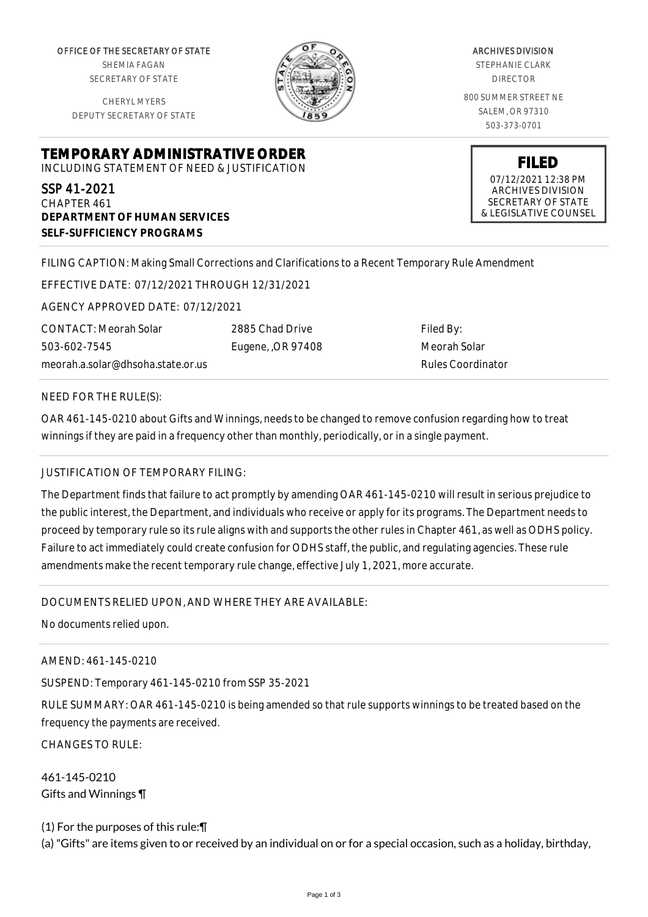OFFICE OF THE SECRETARY OF STATE
SHEMIA FAGAN
SECRETARY OF STATE

CHERYL MYERS
DEPUTY SECRETARY OF STATE

ARCHIVES DIVISION
STEPHANIE CLARK
DIRECTOR

800 SUMMER STREET NE
SALEM, OR 97310
503-373-0701

**FILED**
07/12/2021 12:38 PM
ARCHIVES DIVISION
SECRETARY OF STATE
& LEGISLATIVE COUNSEL

# TEMPORARY ADMINISTRATIVE ORDER

INCLUDING STATEMENT OF NEED & JUSTIFICATION

SSP 41-2021
CHAPTER 461
**DEPARTMENT OF HUMAN SERVICES**
**SELF-SUFFICIENCY PROGRAMS**

FILING CAPTION: Making Small Corrections and Clarifications to a Recent Temporary Rule Amendment

EFFECTIVE DATE: 07/12/2021 THROUGH 12/31/2021

AGENCY APPROVED DATE: 07/12/2021

CONTACT: Meorah Solar
503-602-7545
meorah.a.solar@dhsoha.state.or.us

2885 Chad Drive
Eugene, ,OR 97408

Filed By:
Meorah Solar
Rules Coordinator

NEED FOR THE RULE(S):

OAR 461-145-0210 about Gifts and Winnings, needs to be changed to remove confusion regarding how to treat winnings if they are paid in a frequency other than monthly, periodically, or in a single payment.

JUSTIFICATION OF TEMPORARY FILING:

The Department finds that failure to act promptly by amending OAR 461-145-0210 will result in serious prejudice to the public interest, the Department, and individuals who receive or apply for its programs. The Department needs to proceed by temporary rule so its rule aligns with and supports the other rules in Chapter 461, as well as ODHS policy. Failure to act immediately could create confusion for ODHS staff, the public, and regulating agencies. These rule amendments make the recent temporary rule change, effective July 1, 2021, more accurate.

DOCUMENTS RELIED UPON, AND WHERE THEY ARE AVAILABLE:

No documents relied upon.

AMEND: 461-145-0210

SUSPEND: Temporary 461-145-0210 from SSP 35-2021

RULE SUMMARY: OAR 461-145-0210 is being amended so that rule supports winnings to be treated based on the frequency the payments are received.

CHANGES TO RULE:

461-145-0210
Gifts and Winnings ¶

(1) For the purposes of this rule:¶
(a) "Gifts" are items given to or received by an individual on or for a special occasion, such as a holiday, birthday,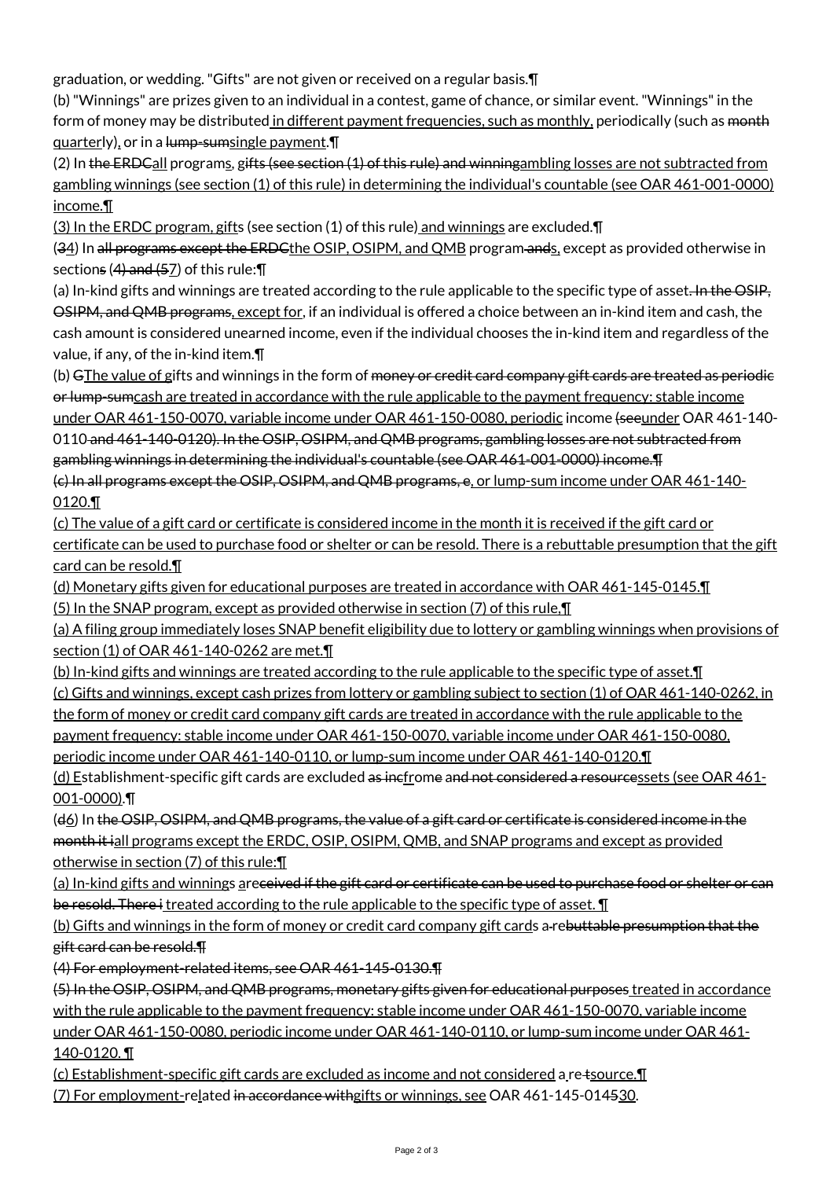graduation, or wedding. "Gifts" are not given or received on a regular basis.¶

(b) "Winnings" are prizes given to an individual in a contest, game of chance, or similar event. "Winnings" in the form of money may be distributed in different payment frequencies, such as monthly, periodically (such as month quarterly), or in a lump-sumsingle payment.¶

(2) In the ERDCall programs, gifts (see section (1) of this rule) and winningambling losses are not subtracted from gambling winnings (see section (1) of this rule) in determining the individual's countable (see OAR 461-001-0000) income.¶

(3) In the ERDC program, gifts (see section (1) of this rule) and winnings are excluded.¶

(34) In all programs except the ERDCthe OSIP, OSIPM, and QMB program ands, except as provided otherwise in sections (4) and (57) of this rule:¶

(a) In-kind gifts and winnings are treated according to the rule applicable to the specific type of asset. In the OSIP, OSIPM, and QMB programs, except for, if an individual is offered a choice between an in-kind item and cash, the cash amount is considered unearned income, even if the individual chooses the in-kind item and regardless of the value, if any, of the in-kind item.¶

(b) GThe value of gifts and winnings in the form of money or credit card company gift cards are treated as periodic or lump-sumcash are treated in accordance with the rule applicable to the payment frequency: stable income under OAR 461-150-0070, variable income under OAR 461-150-0080, periodic income (seeunder OAR 461-140-0110 and 461-140-0120). In the OSIP, OSIPM, and QMB programs, gambling losses are not subtracted from gambling winnings in determining the individual's countable (see OAR 461-001-0000) income.¶

(c) In all programs except the OSIP, OSIPM, and QMB programs, e, or lump-sum income under OAR 461-140-0120.¶

(c) The value of a gift card or certificate is considered income in the month it is received if the gift card or certificate can be used to purchase food or shelter or can be resold. There is a rebuttable presumption that the gift card can be resold.¶

(d) Monetary gifts given for educational purposes are treated in accordance with OAR 461-145-0145.¶

(5) In the SNAP program, except as provided otherwise in section (7) of this rule,¶

(a) A filing group immediately loses SNAP benefit eligibility due to lottery or gambling winnings when provisions of section (1) of OAR 461-140-0262 are met.¶

(b) In-kind gifts and winnings are treated according to the rule applicable to the specific type of asset.¶

(c) Gifts and winnings, except cash prizes from lottery or gambling subject to section (1) of OAR 461-140-0262, in the form of money or credit card company gift cards are treated in accordance with the rule applicable to the payment frequency: stable income under OAR 461-150-0070, variable income under OAR 461-150-0080, periodic income under OAR 461-140-0110, or lump-sum income under OAR 461-140-0120.¶

(d) Establishment-specific gift cards are excluded as incfrome and not considered a resourcessets (see OAR 461-001-0000).¶

(d6) In the OSIP, OSIPM, and QMB programs, the value of a gift card or certificate is considered income in the month it iall programs except the ERDC, OSIP, OSIPM, QMB, and SNAP programs and except as provided otherwise in section (7) of this rule:¶

(a) In-kind gifts and winnings areceived if the gift card or certificate can be used to purchase food or shelter or can be resold. There i treated according to the rule applicable to the specific type of asset. ¶

(b) Gifts and winnings in the form of money or credit card company gift cards a rebuttable presumption that the gift card can be resold.¶

(4) For employment-related items, see OAR 461-145-0130.¶

(5) In the OSIP, OSIPM, and QMB programs, monetary gifts given for educational purposes treated in accordance with the rule applicable to the payment frequency: stable income under OAR 461-150-0070, variable income under OAR 461-150-0080, periodic income under OAR 461-140-0110, or lump-sum income under OAR 461-140-0120. ¶

(c) Establishment-specific gift cards are excluded as income and not considered a re tsource.¶

(7) For employment-related in accordance withgifts or winnings, see OAR 461-145-014530.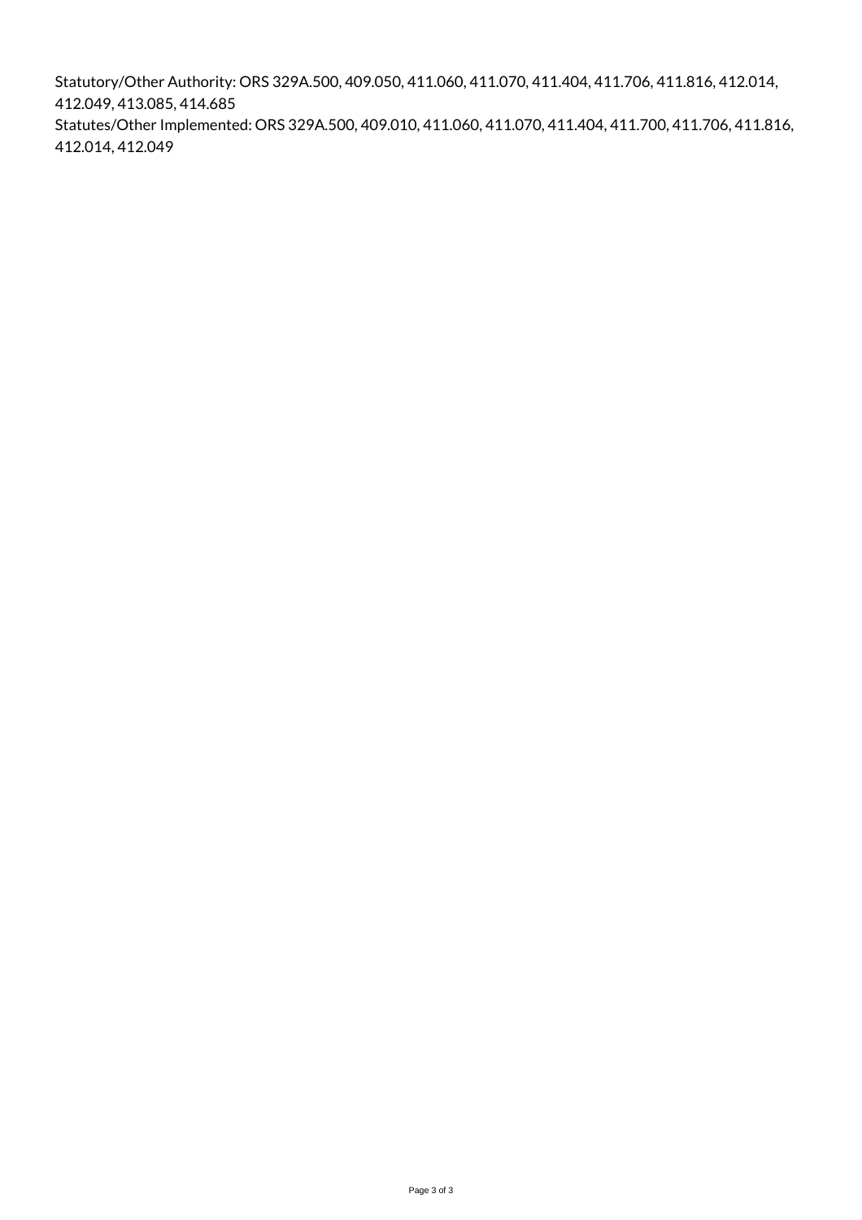Statutory/Other Authority: ORS 329A.500, 409.050, 411.060, 411.070, 411.404, 411.706, 411.816, 412.014, 412.049, 413.085, 414.685

Statutes/Other Implemented: ORS 329A.500, 409.010, 411.060, 411.070, 411.404, 411.700, 411.706, 411.816, 412.014, 412.049